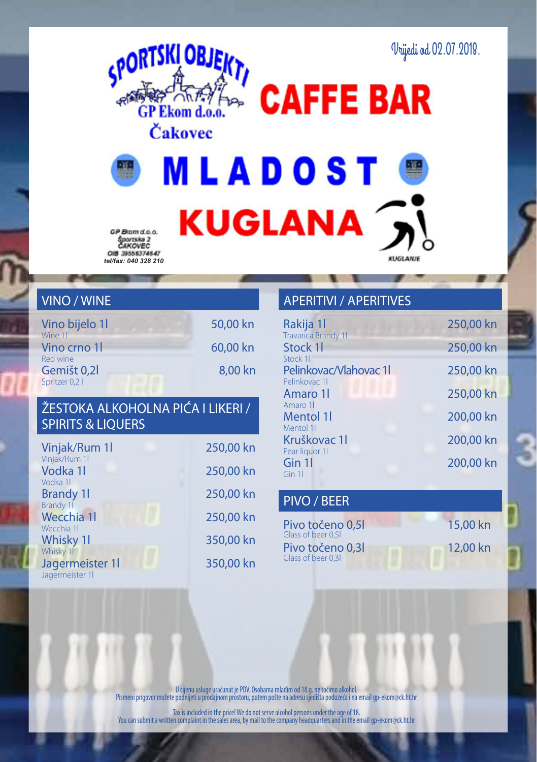Vrijedi od 02.07.2018.

SPORTSKI OBJEKTI
GP Ekom d.o.o.
Čakovec

# CAFFE BAR MLADOST KUGLANA

GP Ekom d.o.o.
Športska 2
ČAKOVEC
OIB 39558374647
tel/fax: 040 328 210

KUGLANJE

## VINO / WINE

| | |
|---|---|
| Vino bijelo 1l<br>Wine 1l | 50,00 kn |
| Vino crno 1l<br>Red wine | 60,00 kn |
| Gemišt 0,2l<br>Spritzer 0,2 l | 8,00 kn |

## ŽESTOKA ALKOHOLNA PIĆA I LIKERI / SPIRITS & LIQUERS

| | |
|---|---|
| Vinjak/Rum 1l<br>Vinjak/Rum 1l | 250,00 kn |
| Vodka 1l<br>Vodka 1l | 250,00 kn |
| Brandy 1l<br>Brandy 1l | 250,00 kn |
| Wecchia 1l<br>Wecchia 1l | 250,00 kn |
| Whisky 1l<br>Whisky 1l | 350,00 kn |
| Jagermeister 1l<br>Jagermeister 1l | 350,00 kn |

## APERITIVI / APERITIVES

| | |
|---|---|
| Rakija 1l<br>Travarica Brandy 1l | 250,00 kn |
| Stock 1l<br>Stock 1l | 250,00 kn |
| Pelinkovac/Vlahovac 1l<br>Pelinkovac 1l | 250,00 kn |
| Amaro 1l<br>Amaro 1l | 250,00 kn |
| Mentol 1l<br>Mentol 1l | 200,00 kn |
| Kruškovac 1l<br>Pear liquor 1l | 200,00 kn |
| Gin 1l<br>Gin 1l | 200,00 kn |

## PIVO / BEER

| | |
|---|---|
| Pivo točeno 0,5l<br>Glass of beer 0,5l | 15,00 kn |
| Pivo točeno 0,3l<br>Glass of beer 0,3l | 12,00 kn |

U cijenu usluge uračunat je PDV. Osobama mlađim od 18.g. ne točimo alkohol.
Pismeni prigovor možete podnijeti u prodajnom prostoru, putem pošte na adresu sjedišta poduzeća i na email gp-ekom@ck.ht.hr

Tax is included in the price! We do not serve alcohol persons under the age of 18.
You can submit a written complaint in the sales area, by mail to the company headquarters and in the email gp-ekom@ck.ht.hr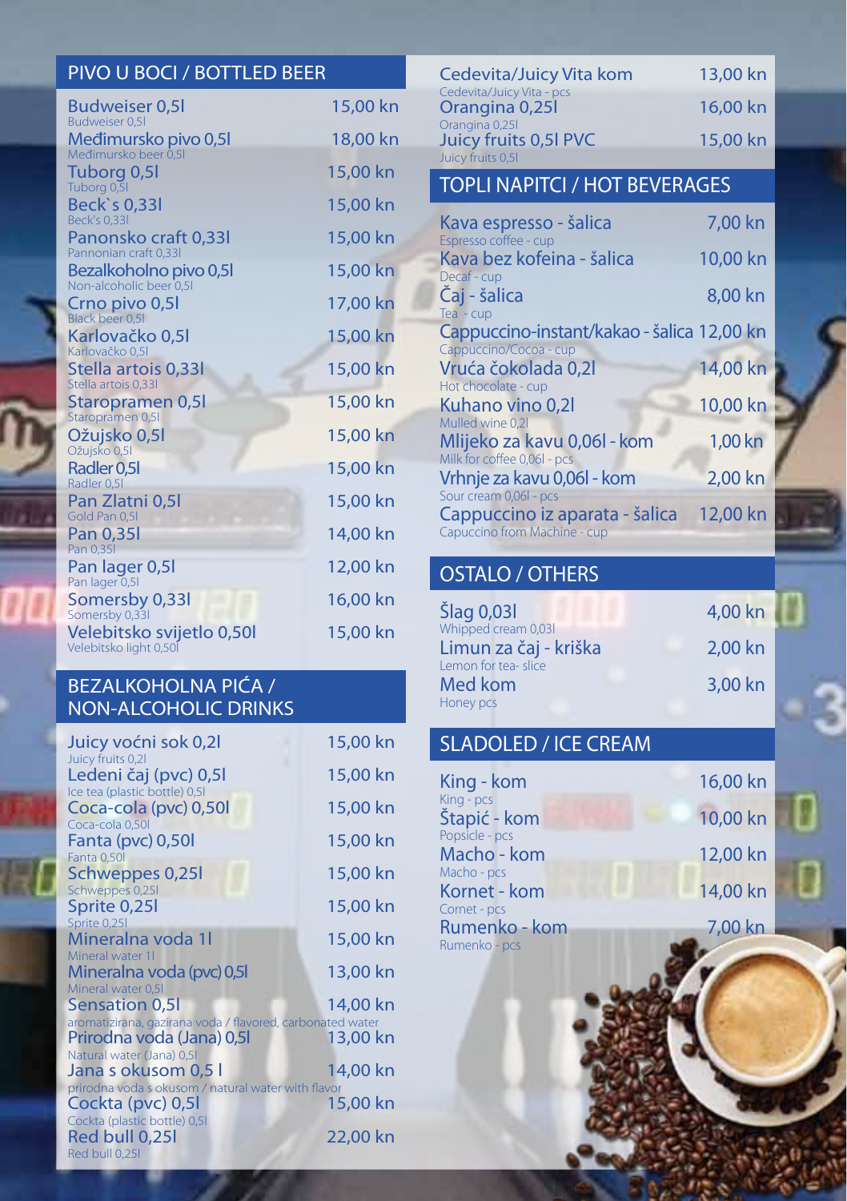## PIVO U BOCI / BOTTLED BEER

| | |
|---|---|
| Budweiser 0,5l<br>Budweiser 0,5l | 15,00 kn |
| Međimursko pivo 0,5l<br>Međimursko beer 0,5l | 18,00 kn |
| Tuborg 0,5l<br>Tuborg 0,5l | 15,00 kn |
| Beck`s 0,33l<br>Beck's 0,33l | 15,00 kn |
| Panonsko craft 0,33l<br>Pannonian craft 0,33l | 15,00 kn |
| Bezalkoholno pivo 0,5l<br>Non-alcoholic beer 0,5l | 15,00 kn |
| Crno pivo 0,5l<br>Black beer 0,5l | 17,00 kn |
| Karlovačko 0,5l<br>Karlovačko 0,5l | 15,00 kn |
| Stella artois 0,33l<br>Stella artois 0,33l | 15,00 kn |
| Staropramen 0,5l<br>Staropramen 0,5l | 15,00 kn |
| Ožujsko 0,5l<br>Ožujsko 0,5l | 15,00 kn |
| Radler 0,5l<br>Radler 0,5l | 15,00 kn |
| Pan Zlatni 0,5l<br>Gold Pan 0,5l | 15,00 kn |
| Pan 0,35l<br>Pan 0,35l | 14,00 kn |
| Pan lager 0,5l<br>Pan lager 0,5l | 12,00 kn |
| Somersby 0,33l<br>Somersby 0,33l | 16,00 kn |
| Velebitsko svijetlo 0,50l<br>Velebitsko light 0,50l | 15,00 kn |

## BEZALKOHOLNA PIĆA / NON-ALCOHOLIC DRINKS

| | |
|---|---|
| Juicy voćni sok 0,2l<br>Juicy fruits 0,2l | 15,00 kn |
| Ledeni čaj (pvc) 0,5l<br>Ice tea (plastic bottle) 0,5l | 15,00 kn |
| Coca-cola (pvc) 0,50l<br>Coca-cola 0,50l | 15,00 kn |
| Fanta (pvc) 0,50l<br>Fanta 0,50l | 15,00 kn |
| Schweppes 0,25l<br>Schweppes 0,25l | 15,00 kn |
| Sprite 0,25l<br>Sprite 0,25l | 15,00 kn |
| Mineralna voda 1l<br>Mineral water 1l | 15,00 kn |
| Mineralna voda (pvc) 0,5l<br>Mineral water 0,5l | 13,00 kn |
| Sensation 0,5l<br>aromatizirana, gazirana voda / flavored, carbonated water | 14,00 kn |
| Prirodna voda (Jana) 0,5l<br>Natural water (Jana) 0,5l | 13,00 kn |
| Jana s okusom 0,5 l<br>prirodna voda s okusom / natural water with flavor | 14,00 kn |
| Cockta (pvc) 0,5l<br>Cockta (plastic bottle) 0,5l | 15,00 kn |
| Red bull 0,25l<br>Red bull 0,25l | 22,00 kn |
| Cedevita/Juicy Vita kom<br>Cedevita/Juicy Vita - pcs | 13,00 kn |
| Orangina 0,25l<br>Orangina 0,25l | 16,00 kn |
| Juicy fruits 0,5l PVC<br>Juicy fruits 0,5l | 15,00 kn |

## TOPLI NAPITCI / HOT BEVERAGES

| | |
|---|---|
| Kava espresso - šalica<br>Espresso coffee - cup | 7,00 kn |
| Kava bez kofeina - šalica<br>Decaf - cup | 10,00 kn |
| Čaj - šalica<br>Tea - cup | 8,00 kn |
| Cappuccino-instant/kakao - šalica<br>Cappuccino/Cocoa - cup | 12,00 kn |
| Vruća čokolada 0,2l<br>Hot chocolate - cup | 14,00 kn |
| Kuhano vino 0,2l<br>Mulled wine 0,2l | 10,00 kn |
| Mlijeko za kavu 0,06l - kom<br>Milk for coffee 0,06l - pcs | 1,00 kn |
| Vrhnje za kavu 0,06l - kom<br>Sour cream 0,06l - pcs | 2,00 kn |
| Cappuccino iz aparata - šalica<br>Capuccino from Machine - cup | 12,00 kn |

## OSTALO / OTHERS

| | |
|---|---|
| Šlag 0,03l<br>Whipped cream 0,03l | 4,00 kn |
| Limun za čaj - kriška<br>Lemon for tea- slice | 2,00 kn |
| Med kom<br>Honey pcs | 3,00 kn |

## SLADOLED / ICE CREAM

| | |
|---|---|
| King - kom<br>King - pcs | 16,00 kn |
| Štapić - kom<br>Popsicle - pcs | 10,00 kn |
| Macho - kom<br>Macho - pcs | 12,00 kn |
| Kornet - kom<br>Cornet - pcs | 14,00 kn |
| Rumenko - kom<br>Rumenko - pcs | 7,00 kn |